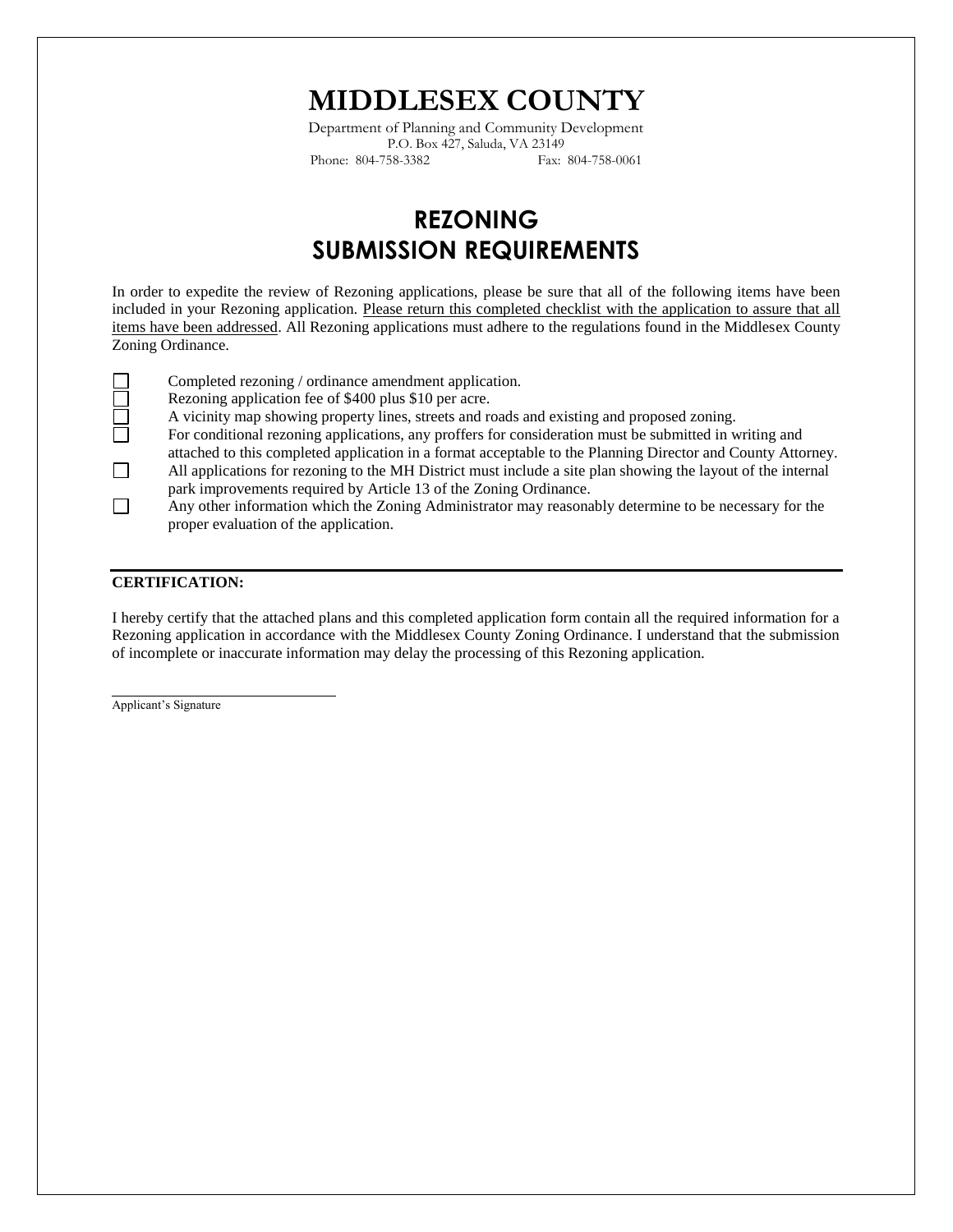# MIDDLESEX COUNTY

Department of Planning and Community Development
P.O. Box 427, Saluda, VA 23149
Phone: 804-758-3382 Fax: 804-758-0061

## REZONING
## SUBMISSION REQUIREMENTS

In order to expedite the review of Rezoning applications, please be sure that all of the following items have been included in your Rezoning application. <u>Please return this completed checklist with the application to assure that all items have been addressed</u>. All Rezoning applications must adhere to the regulations found in the Middlesex County Zoning Ordinance.

- ☐ Completed rezoning / ordinance amendment application.
- ☐ Rezoning application fee of $400 plus $10 per acre.
- ☐ A vicinity map showing property lines, streets and roads and existing and proposed zoning.
- ☐ For conditional rezoning applications, any proffers for consideration must be submitted in writing and attached to this completed application in a format acceptable to the Planning Director and County Attorney.
- ☐ All applications for rezoning to the MH District must include a site plan showing the layout of the internal park improvements required by Article 13 of the Zoning Ordinance.
- ☐ Any other information which the Zoning Administrator may reasonably determine to be necessary for the proper evaluation of the application.

---

**CERTIFICATION:**

I hereby certify that the attached plans and this completed application form contain all the required information for a Rezoning application in accordance with the Middlesex County Zoning Ordinance. I understand that the submission of incomplete or inaccurate information may delay the processing of this Rezoning application.

\_\_\_\_\_\_\_\_\_\_\_\_\_\_\_\_\_\_\_\_\_\_\_\_\_\_\_\_\_\_\_\_
Applicant's Signature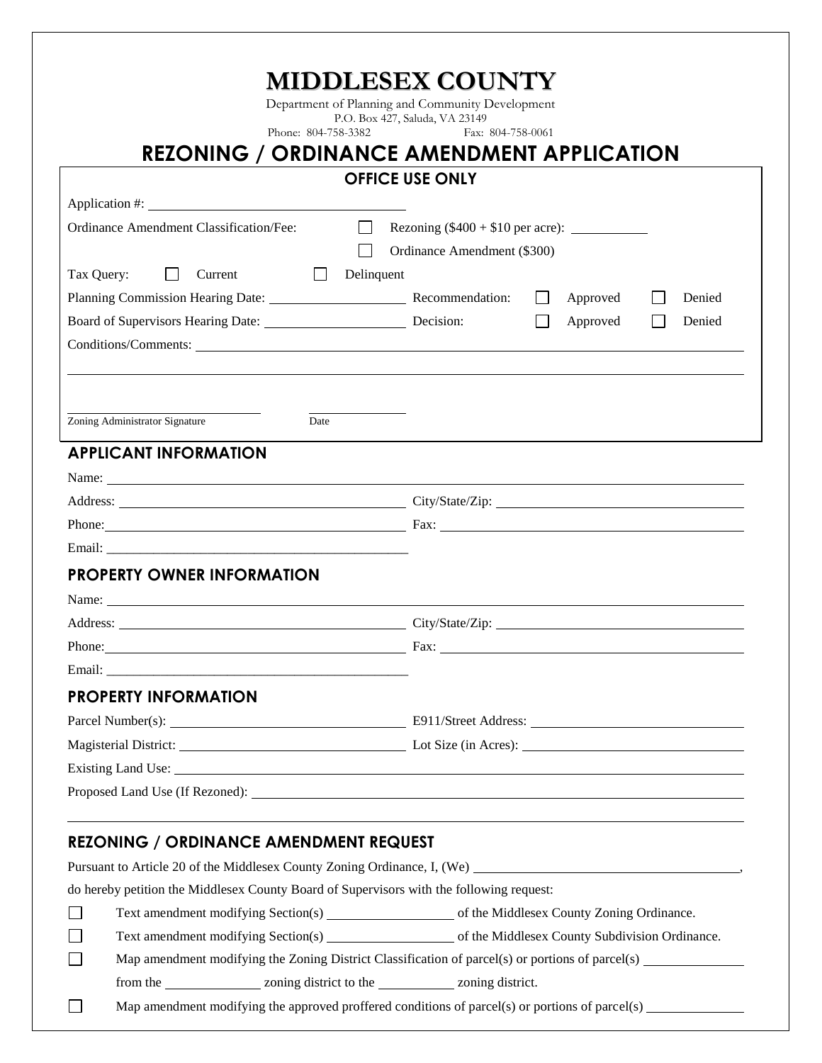# MIDDLESEX COUNTY

Department of Planning and Community Development
P.O. Box 427, Saluda, VA 23149
Phone: 804-758-3382 Fax: 804-758-0061

## REZONING / ORDINANCE AMENDMENT APPLICATION

### OFFICE USE ONLY

Application #: ____________________

Ordinance Amendment Classification/Fee: ☐ Rezoning ($400 + $10 per acre): __________
☐ Ordinance Amendment ($300)

Tax Query: ☐ Current ☐ Delinquent

Planning Commission Hearing Date: __________ Recommendation: ☐ Approved ☐ Denied

Board of Supervisors Hearing Date: __________ Decision: ☐ Approved ☐ Denied

Conditions/Comments: ____________________

____________________

____________________ ____________
Zoning Administrator Signature Date

### APPLICANT INFORMATION

Name: ____________________

Address: ____________________ City/State/Zip: ____________________

Phone: ____________________ Fax: ____________________

Email: ____________________

### PROPERTY OWNER INFORMATION

Name: ____________________

Address: ____________________ City/State/Zip: ____________________

Phone: ____________________ Fax: ____________________

Email: ____________________

### PROPERTY INFORMATION

Parcel Number(s): ____________________ E911/Street Address: ____________________

Magisterial District: ____________________ Lot Size (in Acres): ____________________

Existing Land Use: ____________________

Proposed Land Use (If Rezoned): ____________________

____________________

### REZONING / ORDINANCE AMENDMENT REQUEST

Pursuant to Article 20 of the Middlesex County Zoning Ordinance, I, (We) ____________________,
do hereby petition the Middlesex County Board of Supervisors with the following request:

☐ Text amendment modifying Section(s) __________ of the Middlesex County Zoning Ordinance.

☐ Text amendment modifying Section(s) __________ of the Middlesex County Subdivision Ordinance.

☐ Map amendment modifying the Zoning District Classification of parcel(s) or portions of parcel(s) __________ from the __________ zoning district to the __________ zoning district.

☐ Map amendment modifying the approved proffered conditions of parcel(s) or portions of parcel(s) __________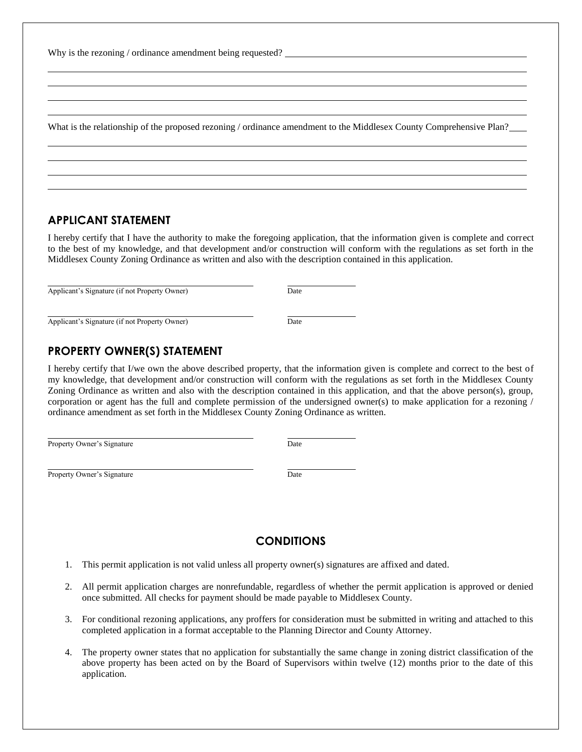Why is the rezoning / ordinance amendment being requested? \_\_\_\_\_\_\_\_\_\_\_\_\_\_\_\_\_\_\_\_\_\_\_\_\_\_\_\_\_\_\_\_\_\_\_\_\_\_\_\_

What is the relationship of the proposed rezoning / ordinance amendment to the Middlesex County Comprehensive Plan? \_\_\_\_

## APPLICANT STATEMENT

I hereby certify that I have the authority to make the foregoing application, that the information given is complete and correct to the best of my knowledge, and that development and/or construction will conform with the regulations as set forth in the Middlesex County Zoning Ordinance as written and also with the description contained in this application.

Applicant's Signature (if not Property Owner) Date

Applicant's Signature (if not Property Owner) Date

## PROPERTY OWNER(S) STATEMENT

I hereby certify that I/we own the above described property, that the information given is complete and correct to the best of my knowledge, that development and/or construction will conform with the regulations as set forth in the Middlesex County Zoning Ordinance as written and also with the description contained in this application, and that the above person(s), group, corporation or agent has the full and complete permission of the undersigned owner(s) to make application for a rezoning / ordinance amendment as set forth in the Middlesex County Zoning Ordinance as written.

Property Owner's Signature Date

Property Owner's Signature Date

## CONDITIONS

1. This permit application is not valid unless all property owner(s) signatures are affixed and dated.
2. All permit application charges are nonrefundable, regardless of whether the permit application is approved or denied once submitted. All checks for payment should be made payable to Middlesex County.
3. For conditional rezoning applications, any proffers for consideration must be submitted in writing and attached to this completed application in a format acceptable to the Planning Director and County Attorney.
4. The property owner states that no application for substantially the same change in zoning district classification of the above property has been acted on by the Board of Supervisors within twelve (12) months prior to the date of this application.